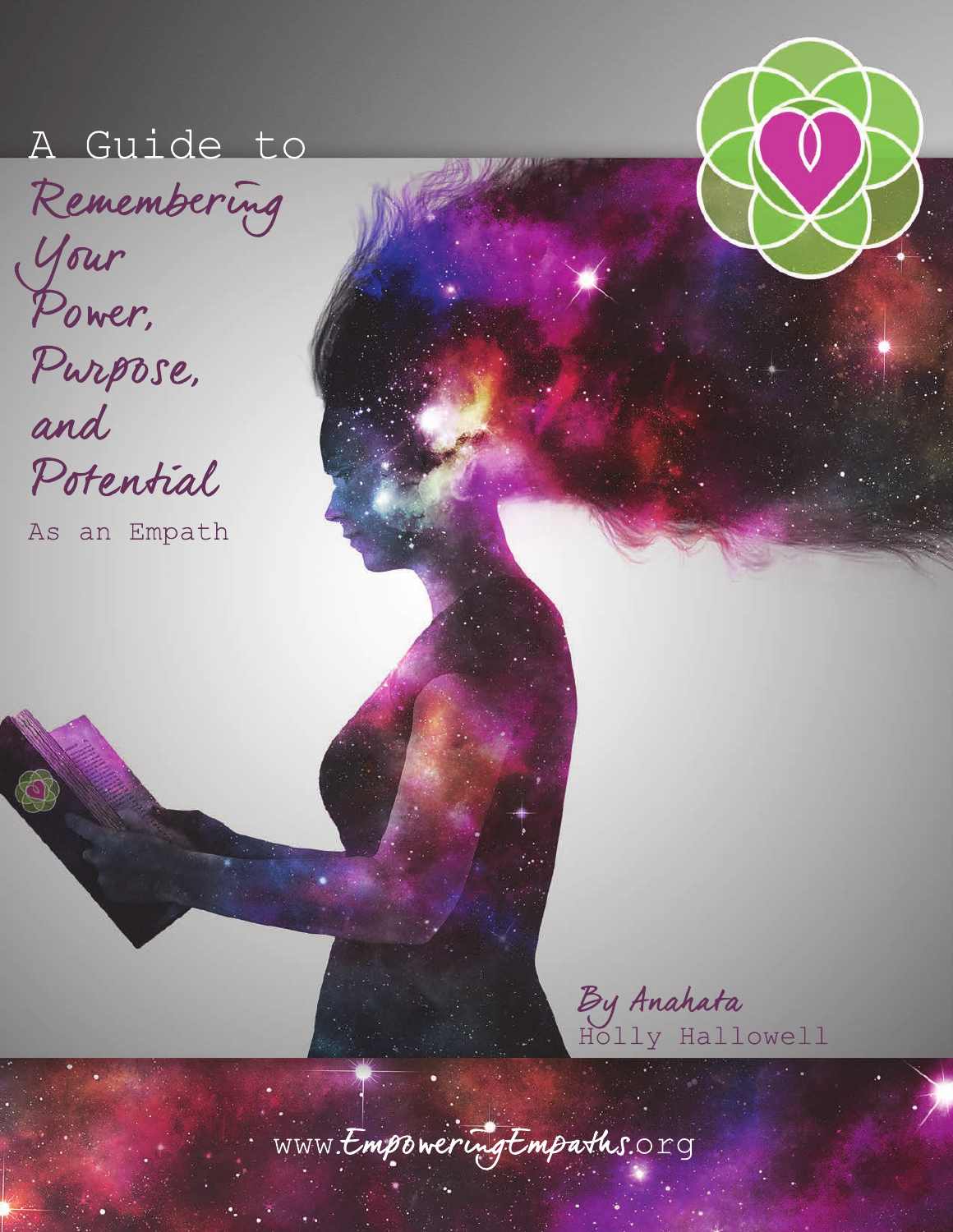# A Guide to Remembering Your Power, Purpose, and Potential As an Empath

By Anahata
Holly Hallowell

www.EmpoweringEmpaths.org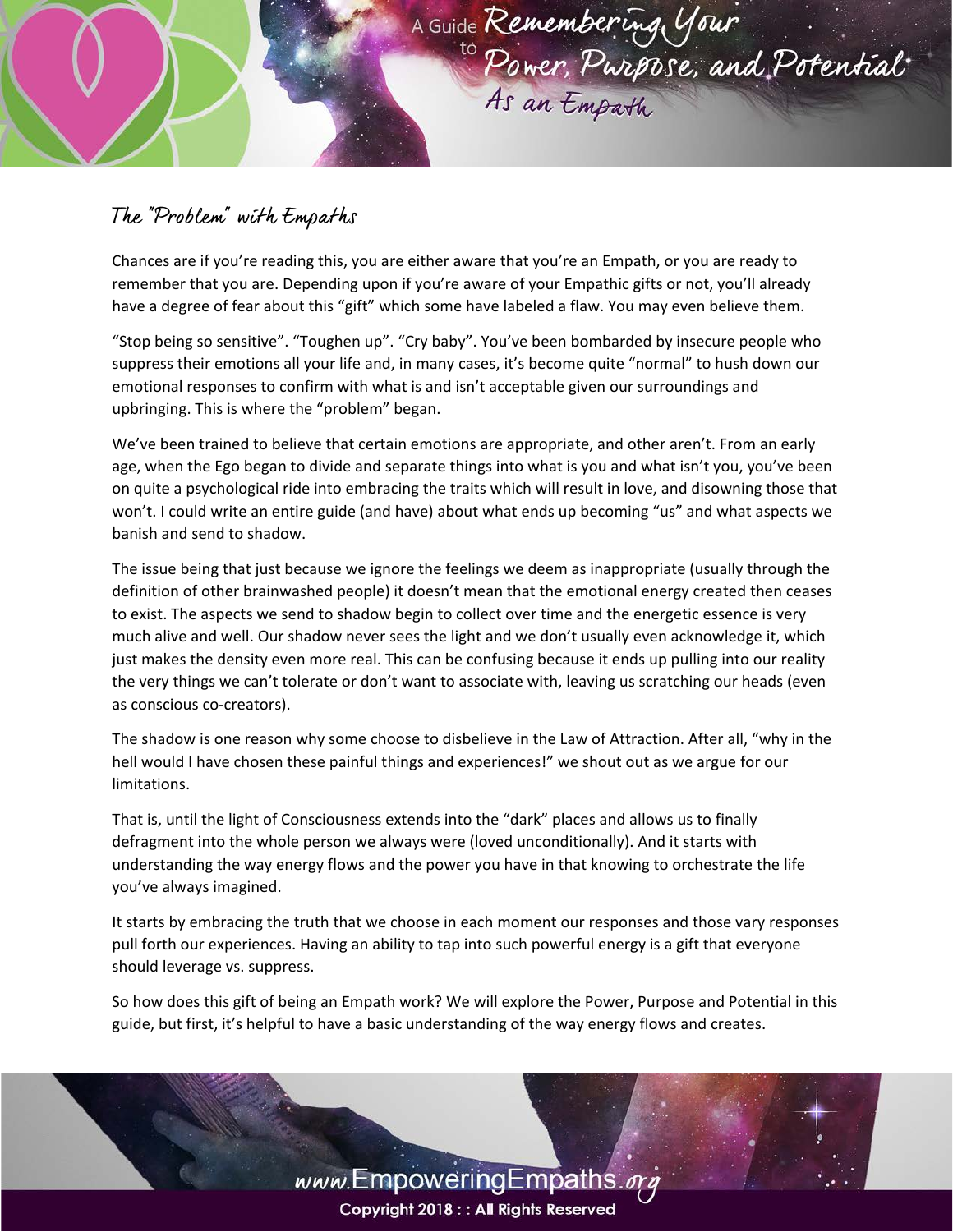## The "Problem" with Empaths

Chances are if you're reading this, you are either aware that you're an Empath, or you are ready to remember that you are. Depending upon if you're aware of your Empathic gifts or not, you'll already have a degree of fear about this "gift" which some have labeled a flaw. You may even believe them.

"Stop being so sensitive". "Toughen up". "Cry baby". You've been bombarded by insecure people who suppress their emotions all your life and, in many cases, it's become quite "normal" to hush down our emotional responses to confirm with what is and isn't acceptable given our surroundings and upbringing. This is where the "problem" began.

We've been trained to believe that certain emotions are appropriate, and other aren't. From an early age, when the Ego began to divide and separate things into what is you and what isn't you, you've been on quite a psychological ride into embracing the traits which will result in love, and disowning those that won't. I could write an entire guide (and have) about what ends up becoming "us" and what aspects we banish and send to shadow.

The issue being that just because we ignore the feelings we deem as inappropriate (usually through the definition of other brainwashed people) it doesn't mean that the emotional energy created then ceases to exist. The aspects we send to shadow begin to collect over time and the energetic essence is very much alive and well. Our shadow never sees the light and we don't usually even acknowledge it, which just makes the density even more real. This can be confusing because it ends up pulling into our reality the very things we can't tolerate or don't want to associate with, leaving us scratching our heads (even as conscious co-creators).

The shadow is one reason why some choose to disbelieve in the Law of Attraction. After all, "why in the hell would I have chosen these painful things and experiences!" we shout out as we argue for our limitations.

That is, until the light of Consciousness extends into the "dark" places and allows us to finally defragment into the whole person we always were (loved unconditionally). And it starts with understanding the way energy flows and the power you have in that knowing to orchestrate the life you've always imagined.

It starts by embracing the truth that we choose in each moment our responses and those vary responses pull forth our experiences. Having an ability to tap into such powerful energy is a gift that everyone should leverage vs. suppress.

So how does this gift of being an Empath work? We will explore the Power, Purpose and Potential in this guide, but first, it's helpful to have a basic understanding of the way energy flows and creates.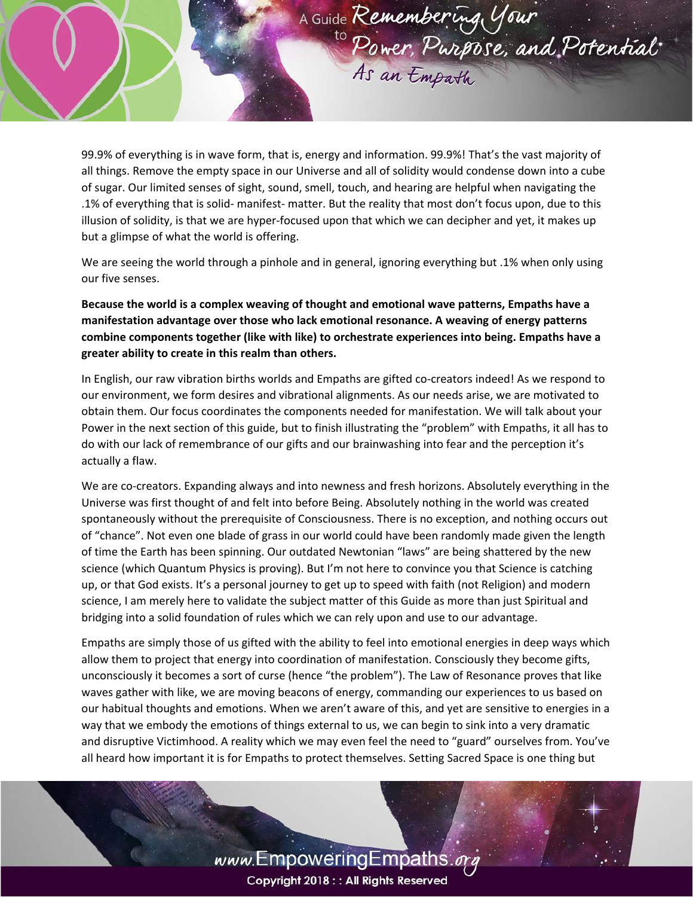99.9% of everything is in wave form, that is, energy and information. 99.9%! That's the vast majority of all things. Remove the empty space in our Universe and all of solidity would condense down into a cube of sugar. Our limited senses of sight, sound, smell, touch, and hearing are helpful when navigating the .1% of everything that is solid- manifest- matter. But the reality that most don't focus upon, due to this illusion of solidity, is that we are hyper-focused upon that which we can decipher and yet, it makes up but a glimpse of what the world is offering.

We are seeing the world through a pinhole and in general, ignoring everything but .1% when only using our five senses.

**Because the world is a complex weaving of thought and emotional wave patterns, Empaths have a manifestation advantage over those who lack emotional resonance. A weaving of energy patterns combine components together (like with like) to orchestrate experiences into being. Empaths have a greater ability to create in this realm than others.**

In English, our raw vibration births worlds and Empaths are gifted co-creators indeed! As we respond to our environment, we form desires and vibrational alignments. As our needs arise, we are motivated to obtain them. Our focus coordinates the components needed for manifestation. We will talk about your Power in the next section of this guide, but to finish illustrating the "problem" with Empaths, it all has to do with our lack of remembrance of our gifts and our brainwashing into fear and the perception it's actually a flaw.

We are co-creators. Expanding always and into newness and fresh horizons. Absolutely everything in the Universe was first thought of and felt into before Being. Absolutely nothing in the world was created spontaneously without the prerequisite of Consciousness. There is no exception, and nothing occurs out of "chance". Not even one blade of grass in our world could have been randomly made given the length of time the Earth has been spinning. Our outdated Newtonian "laws" are being shattered by the new science (which Quantum Physics is proving). But I'm not here to convince you that Science is catching up, or that God exists. It's a personal journey to get up to speed with faith (not Religion) and modern science, I am merely here to validate the subject matter of this Guide as more than just Spiritual and bridging into a solid foundation of rules which we can rely upon and use to our advantage.

Empaths are simply those of us gifted with the ability to feel into emotional energies in deep ways which allow them to project that energy into coordination of manifestation. Consciously they become gifts, unconsciously it becomes a sort of curse (hence "the problem"). The Law of Resonance proves that like waves gather with like, we are moving beacons of energy, commanding our experiences to us based on our habitual thoughts and emotions. When we aren't aware of this, and yet are sensitive to energies in a way that we embody the emotions of things external to us, we can begin to sink into a very dramatic and disruptive Victimhood. A reality which we may even feel the need to "guard" ourselves from. You've all heard how important it is for Empaths to protect themselves. Setting Sacred Space is one thing but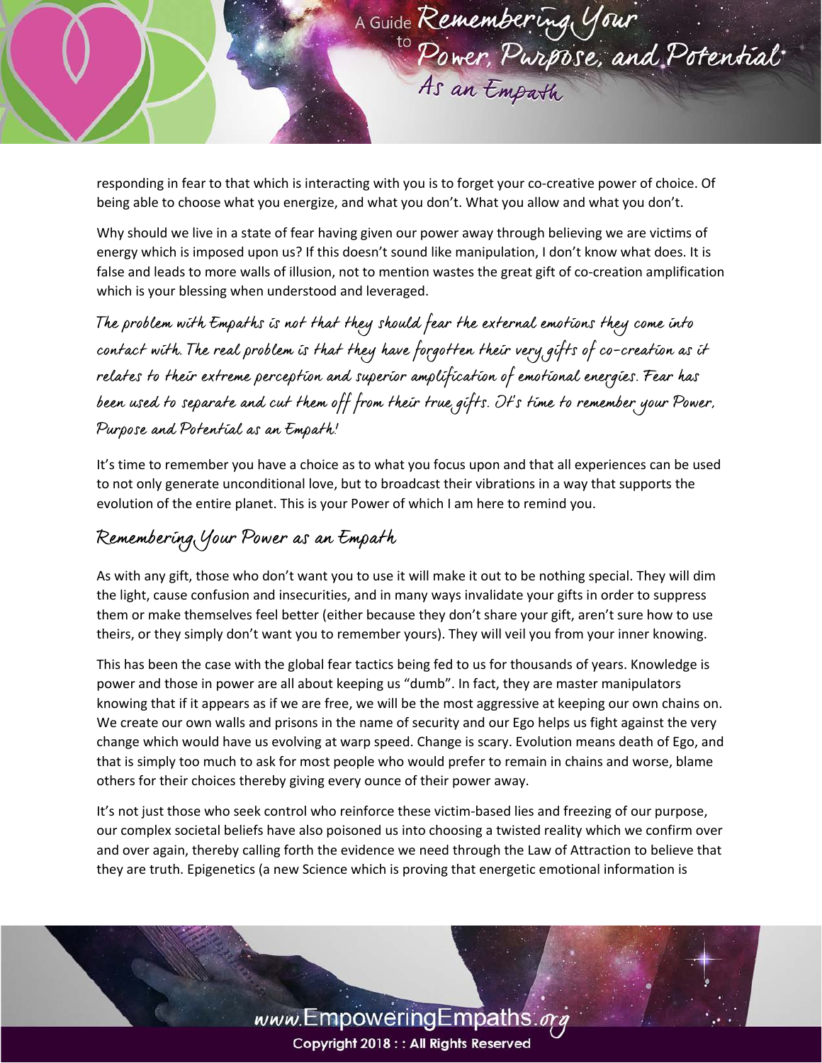responding in fear to that which is interacting with you is to forget your co-creative power of choice. Of being able to choose what you energize, and what you don't. What you allow and what you don't.

Why should we live in a state of fear having given our power away through believing we are victims of energy which is imposed upon us? If this doesn't sound like manipulation, I don't know what does. It is false and leads to more walls of illusion, not to mention wastes the great gift of co-creation amplification which is your blessing when understood and leveraged.

*The problem with Empaths is not that they should fear the external emotions they come into contact with. The real problem is that they have forgotten their very gifts of co-creation as it relates to their extreme perception and superior amplification of emotional energies. Fear has been used to separate and cut them off from their true gifts. It's time to remember your Power, Purpose and Potential as an Empath!*

It's time to remember you have a choice as to what you focus upon and that all experiences can be used to not only generate unconditional love, but to broadcast their vibrations in a way that supports the evolution of the entire planet. This is your Power of which I am here to remind you.

## Remembering Your Power as an Empath

As with any gift, those who don't want you to use it will make it out to be nothing special. They will dim the light, cause confusion and insecurities, and in many ways invalidate your gifts in order to suppress them or make themselves feel better (either because they don't share your gift, aren't sure how to use theirs, or they simply don't want you to remember yours). They will veil you from your inner knowing.

This has been the case with the global fear tactics being fed to us for thousands of years. Knowledge is power and those in power are all about keeping us "dumb". In fact, they are master manipulators knowing that if it appears as if we are free, we will be the most aggressive at keeping our own chains on. We create our own walls and prisons in the name of security and our Ego helps us fight against the very change which would have us evolving at warp speed. Change is scary. Evolution means death of Ego, and that is simply too much to ask for most people who would prefer to remain in chains and worse, blame others for their choices thereby giving every ounce of their power away.

It's not just those who seek control who reinforce these victim-based lies and freezing of our purpose, our complex societal beliefs have also poisoned us into choosing a twisted reality which we confirm over and over again, thereby calling forth the evidence we need through the Law of Attraction to believe that they are truth. Epigenetics (a new Science which is proving that energetic emotional information is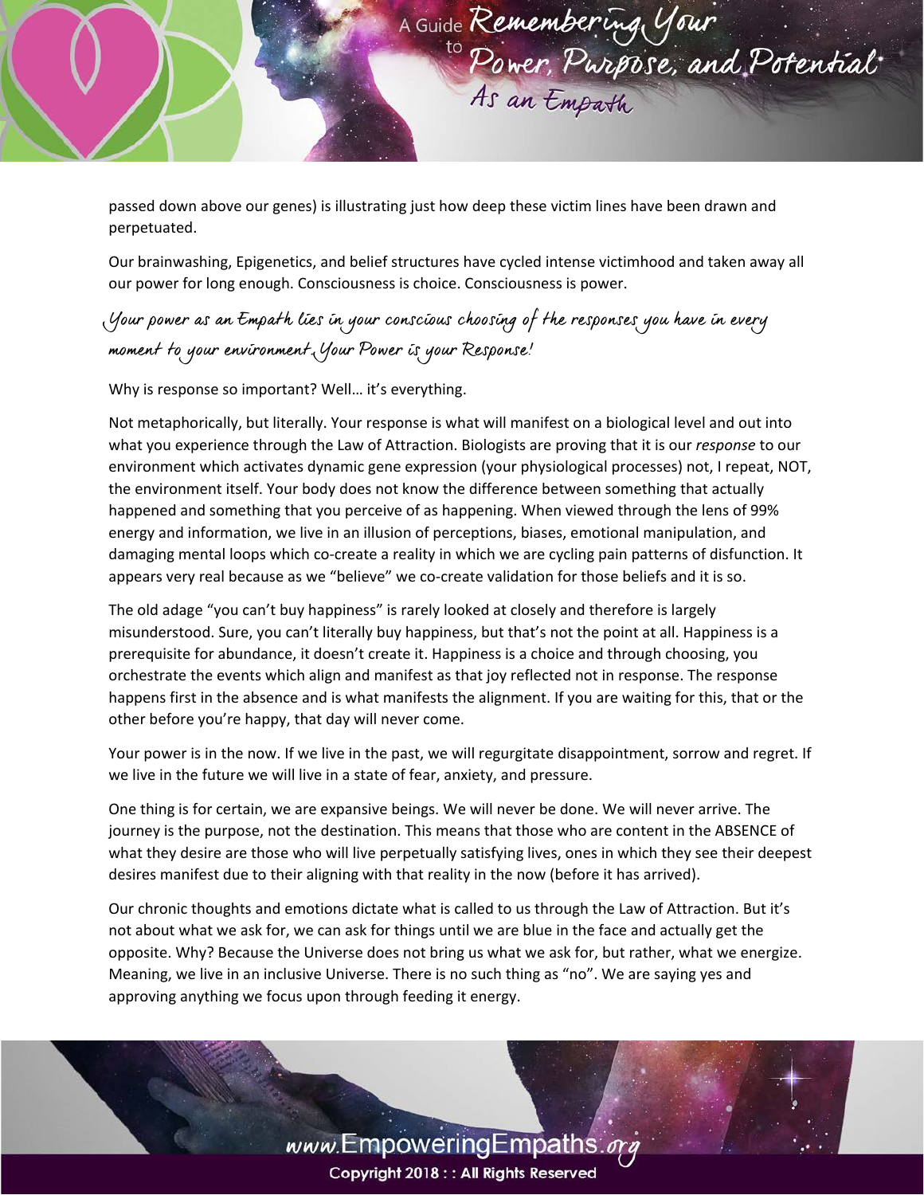passed down above our genes) is illustrating just how deep these victim lines have been drawn and perpetuated.

Our brainwashing, Epigenetics, and belief structures have cycled intense victimhood and taken away all our power for long enough. Consciousness is choice. Consciousness is power.

*Your power as an Empath lies in your conscious choosing of the responses you have in every moment to your environment. Your Power is your Response!*

Why is response so important? Well… it's everything.

Not metaphorically, but literally. Your response is what will manifest on a biological level and out into what you experience through the Law of Attraction. Biologists are proving that it is our *response* to our environment which activates dynamic gene expression (your physiological processes) not, I repeat, NOT, the environment itself. Your body does not know the difference between something that actually happened and something that you perceive of as happening. When viewed through the lens of 99% energy and information, we live in an illusion of perceptions, biases, emotional manipulation, and damaging mental loops which co-create a reality in which we are cycling pain patterns of disfunction. It appears very real because as we "believe" we co-create validation for those beliefs and it is so.

The old adage "you can't buy happiness" is rarely looked at closely and therefore is largely misunderstood. Sure, you can't literally buy happiness, but that's not the point at all. Happiness is a prerequisite for abundance, it doesn't create it. Happiness is a choice and through choosing, you orchestrate the events which align and manifest as that joy reflected not in response. The response happens first in the absence and is what manifests the alignment. If you are waiting for this, that or the other before you're happy, that day will never come.

Your power is in the now. If we live in the past, we will regurgitate disappointment, sorrow and regret. If we live in the future we will live in a state of fear, anxiety, and pressure.

One thing is for certain, we are expansive beings. We will never be done. We will never arrive. The journey is the purpose, not the destination. This means that those who are content in the ABSENCE of what they desire are those who will live perpetually satisfying lives, ones in which they see their deepest desires manifest due to their aligning with that reality in the now (before it has arrived).

Our chronic thoughts and emotions dictate what is called to us through the Law of Attraction. But it's not about what we ask for, we can ask for things until we are blue in the face and actually get the opposite. Why? Because the Universe does not bring us what we ask for, but rather, what we energize. Meaning, we live in an inclusive Universe. There is no such thing as "no". We are saying yes and approving anything we focus upon through feeding it energy.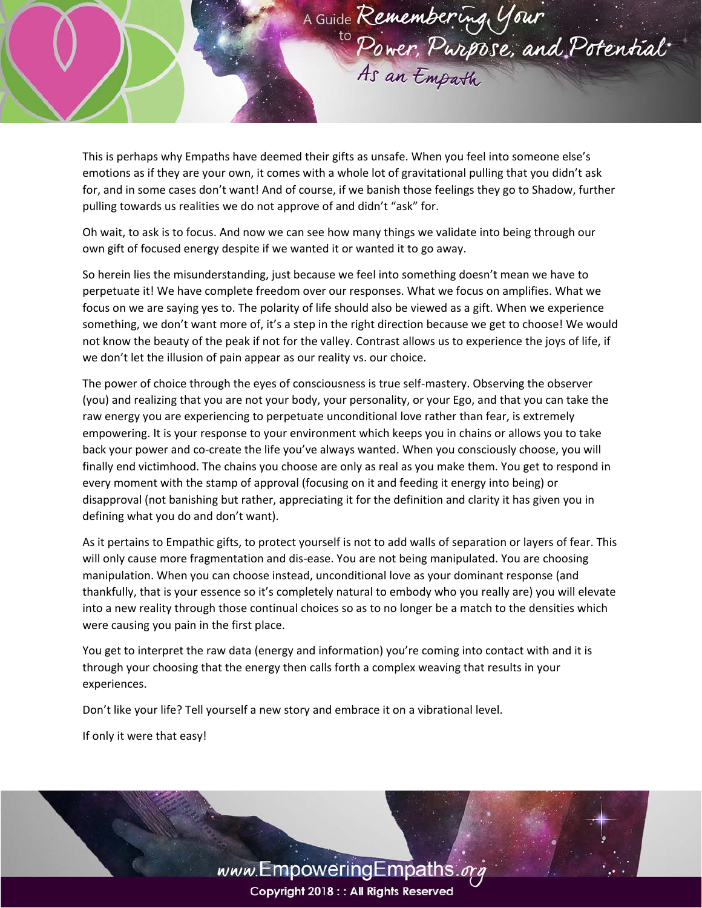This is perhaps why Empaths have deemed their gifts as unsafe. When you feel into someone else's emotions as if they are your own, it comes with a whole lot of gravitational pulling that you didn't ask for, and in some cases don't want! And of course, if we banish those feelings they go to Shadow, further pulling towards us realities we do not approve of and didn't "ask" for.

Oh wait, to ask is to focus. And now we can see how many things we validate into being through our own gift of focused energy despite if we wanted it or wanted it to go away.

So herein lies the misunderstanding, just because we feel into something doesn't mean we have to perpetuate it! We have complete freedom over our responses. What we focus on amplifies. What we focus on we are saying yes to. The polarity of life should also be viewed as a gift. When we experience something, we don't want more of, it's a step in the right direction because we get to choose! We would not know the beauty of the peak if not for the valley. Contrast allows us to experience the joys of life, if we don't let the illusion of pain appear as our reality vs. our choice.

The power of choice through the eyes of consciousness is true self-mastery. Observing the observer (you) and realizing that you are not your body, your personality, or your Ego, and that you can take the raw energy you are experiencing to perpetuate unconditional love rather than fear, is extremely empowering. It is your response to your environment which keeps you in chains or allows you to take back your power and co-create the life you've always wanted. When you consciously choose, you will finally end victimhood. The chains you choose are only as real as you make them. You get to respond in every moment with the stamp of approval (focusing on it and feeding it energy into being) or disapproval (not banishing but rather, appreciating it for the definition and clarity it has given you in defining what you do and don't want).

As it pertains to Empathic gifts, to protect yourself is not to add walls of separation or layers of fear. This will only cause more fragmentation and dis-ease. You are not being manipulated. You are choosing manipulation. When you can choose instead, unconditional love as your dominant response (and thankfully, that is your essence so it's completely natural to embody who you really are) you will elevate into a new reality through those continual choices so as to no longer be a match to the densities which were causing you pain in the first place.

You get to interpret the raw data (energy and information) you're coming into contact with and it is through your choosing that the energy then calls forth a complex weaving that results in your experiences.

Don't like your life? Tell yourself a new story and embrace it on a vibrational level.

If only it were that easy!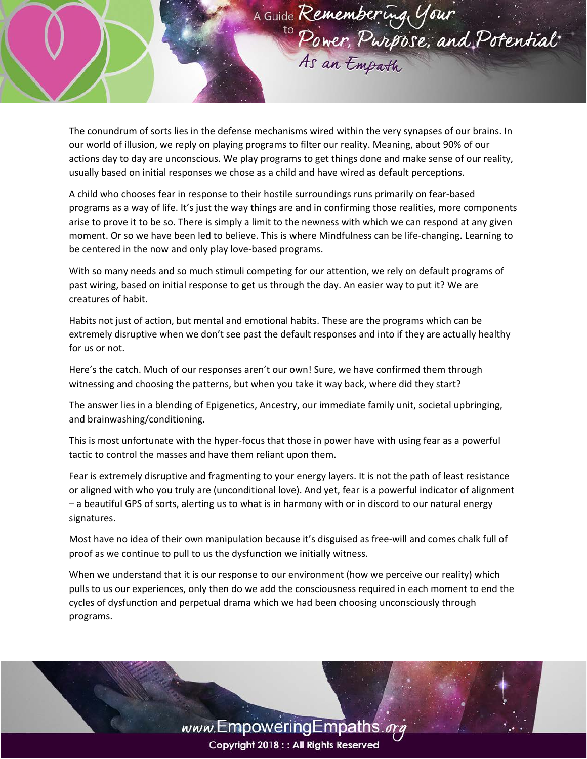The conundrum of sorts lies in the defense mechanisms wired within the very synapses of our brains. In our world of illusion, we reply on playing programs to filter our reality. Meaning, about 90% of our actions day to day are unconscious. We play programs to get things done and make sense of our reality, usually based on initial responses we chose as a child and have wired as default perceptions.

A child who chooses fear in response to their hostile surroundings runs primarily on fear-based programs as a way of life. It's just the way things are and in confirming those realities, more components arise to prove it to be so. There is simply a limit to the newness with which we can respond at any given moment. Or so we have been led to believe. This is where Mindfulness can be life-changing. Learning to be centered in the now and only play love-based programs.

With so many needs and so much stimuli competing for our attention, we rely on default programs of past wiring, based on initial response to get us through the day. An easier way to put it? We are creatures of habit.

Habits not just of action, but mental and emotional habits. These are the programs which can be extremely disruptive when we don't see past the default responses and into if they are actually healthy for us or not.

Here's the catch. Much of our responses aren't our own! Sure, we have confirmed them through witnessing and choosing the patterns, but when you take it way back, where did they start?

The answer lies in a blending of Epigenetics, Ancestry, our immediate family unit, societal upbringing, and brainwashing/conditioning.

This is most unfortunate with the hyper-focus that those in power have with using fear as a powerful tactic to control the masses and have them reliant upon them.

Fear is extremely disruptive and fragmenting to your energy layers. It is not the path of least resistance or aligned with who you truly are (unconditional love). And yet, fear is a powerful indicator of alignment – a beautiful GPS of sorts, alerting us to what is in harmony with or in discord to our natural energy signatures.

Most have no idea of their own manipulation because it's disguised as free-will and comes chalk full of proof as we continue to pull to us the dysfunction we initially witness.

When we understand that it is our response to our environment (how we perceive our reality) which pulls to us our experiences, only then do we add the consciousness required in each moment to end the cycles of dysfunction and perpetual drama which we had been choosing unconsciously through programs.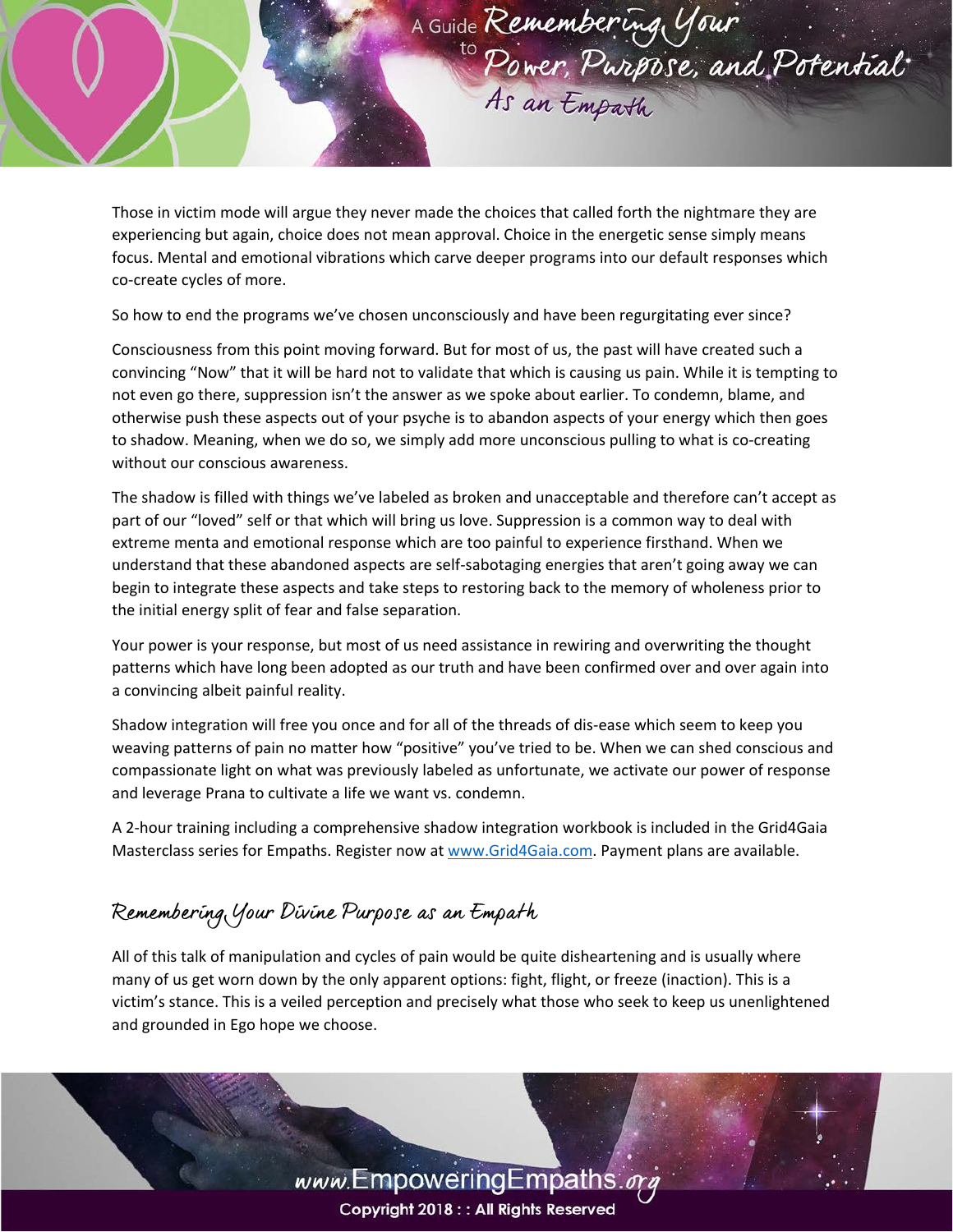Those in victim mode will argue they never made the choices that called forth the nightmare they are experiencing but again, choice does not mean approval. Choice in the energetic sense simply means focus. Mental and emotional vibrations which carve deeper programs into our default responses which co-create cycles of more.

So how to end the programs we've chosen unconsciously and have been regurgitating ever since?

Consciousness from this point moving forward. But for most of us, the past will have created such a convincing "Now" that it will be hard not to validate that which is causing us pain. While it is tempting to not even go there, suppression isn't the answer as we spoke about earlier. To condemn, blame, and otherwise push these aspects out of your psyche is to abandon aspects of your energy which then goes to shadow. Meaning, when we do so, we simply add more unconscious pulling to what is co-creating without our conscious awareness.

The shadow is filled with things we've labeled as broken and unacceptable and therefore can't accept as part of our "loved" self or that which will bring us love. Suppression is a common way to deal with extreme menta and emotional response which are too painful to experience firsthand. When we understand that these abandoned aspects are self-sabotaging energies that aren't going away we can begin to integrate these aspects and take steps to restoring back to the memory of wholeness prior to the initial energy split of fear and false separation.

Your power is your response, but most of us need assistance in rewiring and overwriting the thought patterns which have long been adopted as our truth and have been confirmed over and over again into a convincing albeit painful reality.

Shadow integration will free you once and for all of the threads of dis-ease which seem to keep you weaving patterns of pain no matter how "positive" you've tried to be. When we can shed conscious and compassionate light on what was previously labeled as unfortunate, we activate our power of response and leverage Prana to cultivate a life we want vs. condemn.

A 2-hour training including a comprehensive shadow integration workbook is included in the Grid4Gaia Masterclass series for Empaths. Register now at www.Grid4Gaia.com. Payment plans are available.

## Remembering Your Divine Purpose as an Empath

All of this talk of manipulation and cycles of pain would be quite disheartening and is usually where many of us get worn down by the only apparent options: fight, flight, or freeze (inaction). This is a victim's stance. This is a veiled perception and precisely what those who seek to keep us unenlightened and grounded in Ego hope we choose.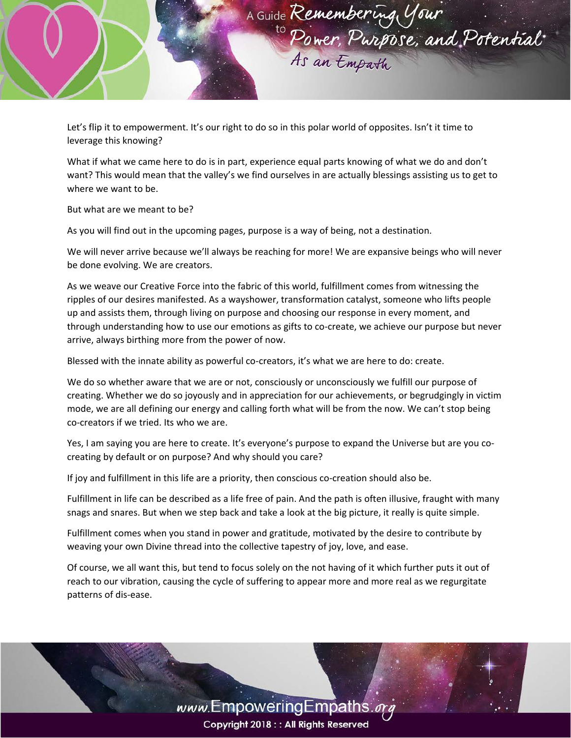Let's flip it to empowerment. It's our right to do so in this polar world of opposites. Isn't it time to leverage this knowing?

What if what we came here to do is in part, experience equal parts knowing of what we do and don't want? This would mean that the valley's we find ourselves in are actually blessings assisting us to get to where we want to be.

But what are we meant to be?

As you will find out in the upcoming pages, purpose is a way of being, not a destination.

We will never arrive because we'll always be reaching for more! We are expansive beings who will never be done evolving. We are creators.

As we weave our Creative Force into the fabric of this world, fulfillment comes from witnessing the ripples of our desires manifested. As a wayshower, transformation catalyst, someone who lifts people up and assists them, through living on purpose and choosing our response in every moment, and through understanding how to use our emotions as gifts to co-create, we achieve our purpose but never arrive, always birthing more from the power of now.

Blessed with the innate ability as powerful co-creators, it's what we are here to do: create.

We do so whether aware that we are or not, consciously or unconsciously we fulfill our purpose of creating. Whether we do so joyously and in appreciation for our achievements, or begrudgingly in victim mode, we are all defining our energy and calling forth what will be from the now. We can't stop being co-creators if we tried. Its who we are.

Yes, I am saying you are here to create. It's everyone's purpose to expand the Universe but are you co-creating by default or on purpose? And why should you care?

If joy and fulfillment in this life are a priority, then conscious co-creation should also be.

Fulfillment in life can be described as a life free of pain. And the path is often illusive, fraught with many snags and snares. But when we step back and take a look at the big picture, it really is quite simple.

Fulfillment comes when you stand in power and gratitude, motivated by the desire to contribute by weaving your own Divine thread into the collective tapestry of joy, love, and ease.

Of course, we all want this, but tend to focus solely on the not having of it which further puts it out of reach to our vibration, causing the cycle of suffering to appear more and more real as we regurgitate patterns of dis-ease.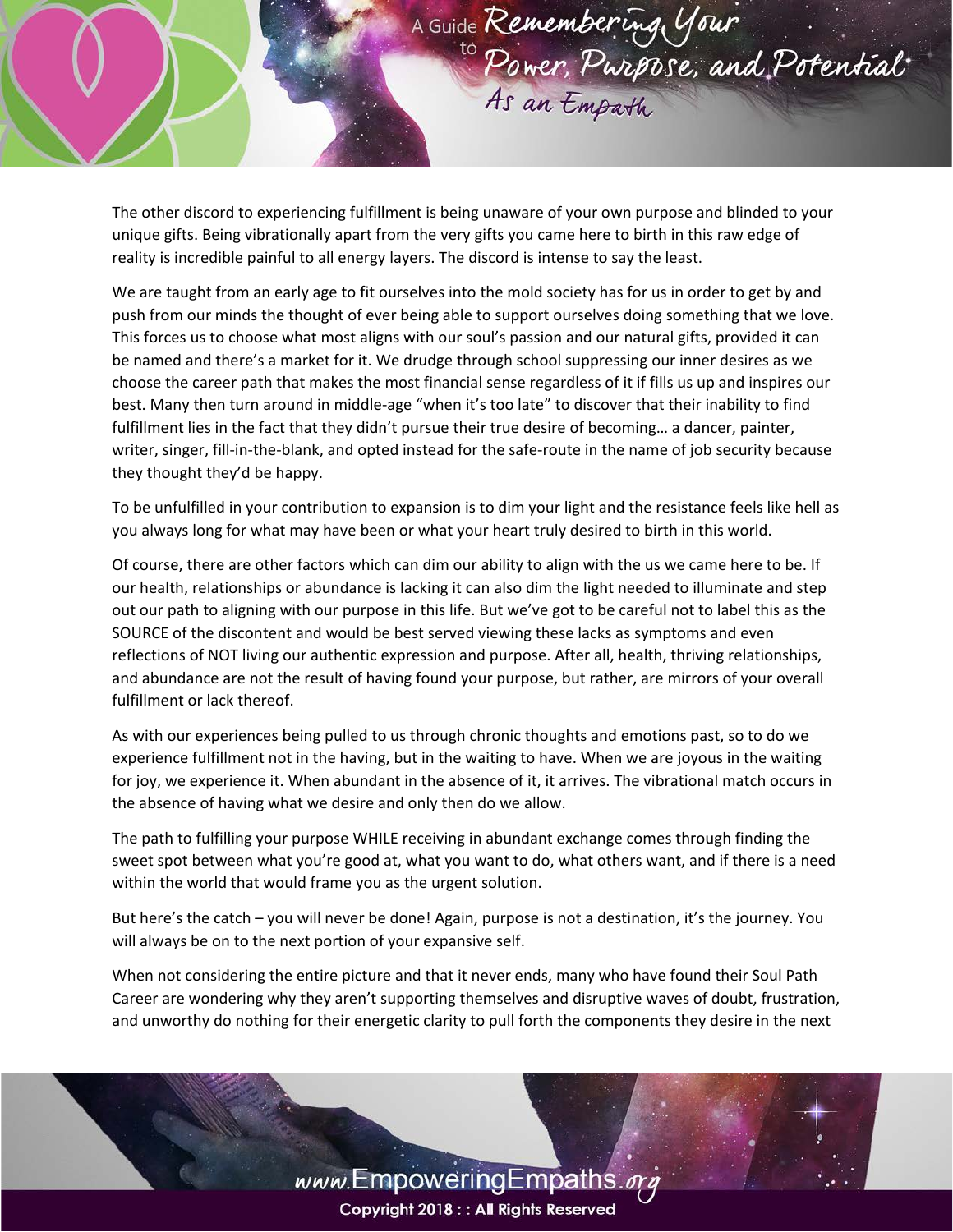The other discord to experiencing fulfillment is being unaware of your own purpose and blinded to your unique gifts. Being vibrationally apart from the very gifts you came here to birth in this raw edge of reality is incredible painful to all energy layers. The discord is intense to say the least.

We are taught from an early age to fit ourselves into the mold society has for us in order to get by and push from our minds the thought of ever being able to support ourselves doing something that we love. This forces us to choose what most aligns with our soul's passion and our natural gifts, provided it can be named and there's a market for it. We drudge through school suppressing our inner desires as we choose the career path that makes the most financial sense regardless of it if fills us up and inspires our best. Many then turn around in middle-age "when it's too late" to discover that their inability to find fulfillment lies in the fact that they didn't pursue their true desire of becoming… a dancer, painter, writer, singer, fill-in-the-blank, and opted instead for the safe-route in the name of job security because they thought they'd be happy.

To be unfulfilled in your contribution to expansion is to dim your light and the resistance feels like hell as you always long for what may have been or what your heart truly desired to birth in this world.

Of course, there are other factors which can dim our ability to align with the us we came here to be. If our health, relationships or abundance is lacking it can also dim the light needed to illuminate and step out our path to aligning with our purpose in this life. But we've got to be careful not to label this as the SOURCE of the discontent and would be best served viewing these lacks as symptoms and even reflections of NOT living our authentic expression and purpose. After all, health, thriving relationships, and abundance are not the result of having found your purpose, but rather, are mirrors of your overall fulfillment or lack thereof.

As with our experiences being pulled to us through chronic thoughts and emotions past, so to do we experience fulfillment not in the having, but in the waiting to have. When we are joyous in the waiting for joy, we experience it. When abundant in the absence of it, it arrives. The vibrational match occurs in the absence of having what we desire and only then do we allow.

The path to fulfilling your purpose WHILE receiving in abundant exchange comes through finding the sweet spot between what you're good at, what you want to do, what others want, and if there is a need within the world that would frame you as the urgent solution.

But here's the catch – you will never be done! Again, purpose is not a destination, it's the journey. You will always be on to the next portion of your expansive self.

When not considering the entire picture and that it never ends, many who have found their Soul Path Career are wondering why they aren't supporting themselves and disruptive waves of doubt, frustration, and unworthy do nothing for their energetic clarity to pull forth the components they desire in the next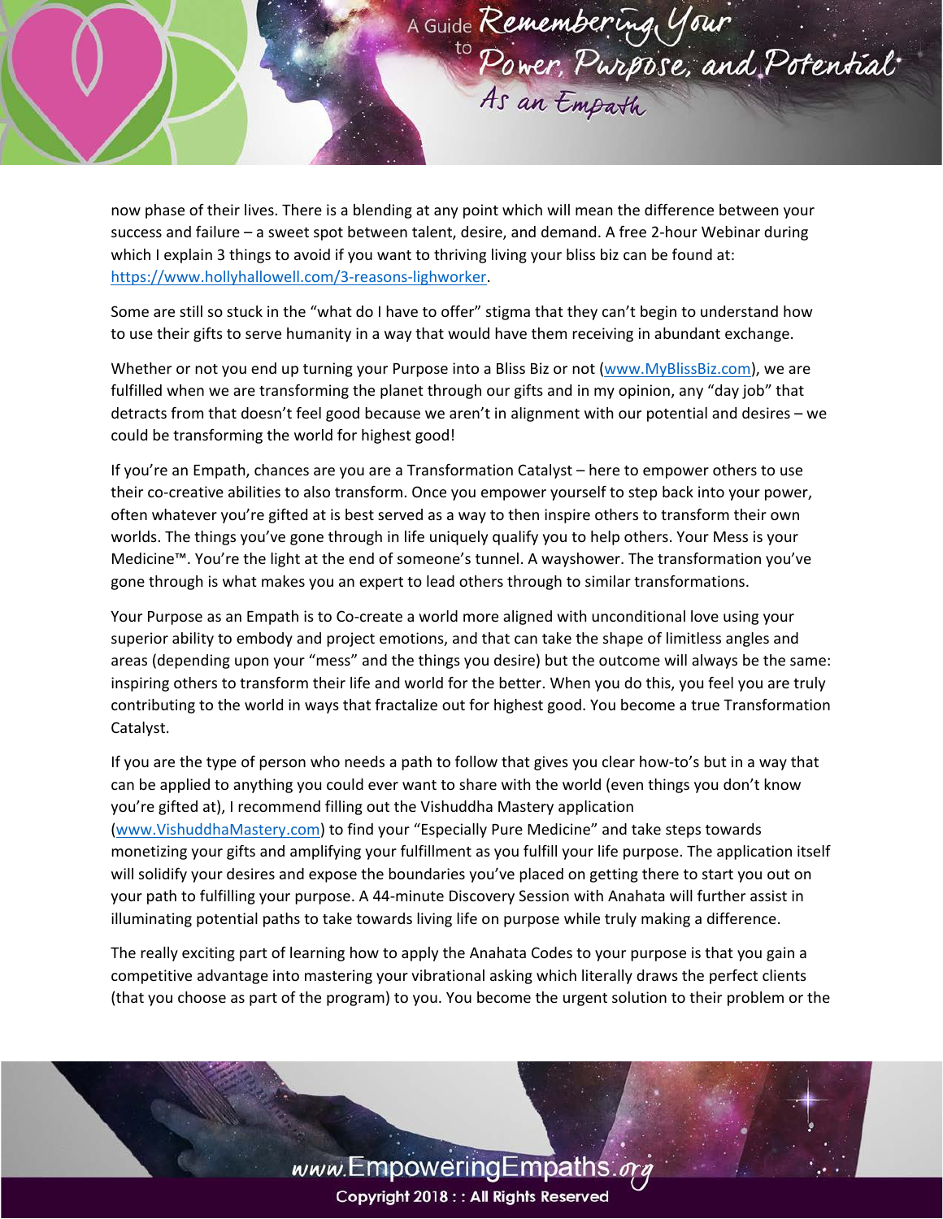now phase of their lives. There is a blending at any point which will mean the difference between your success and failure – a sweet spot between talent, desire, and demand. A free 2-hour Webinar during which I explain 3 things to avoid if you want to thriving living your bliss biz can be found at: https://www.hollyhallowell.com/3-reasons-lighworker.

Some are still so stuck in the "what do I have to offer" stigma that they can't begin to understand how to use their gifts to serve humanity in a way that would have them receiving in abundant exchange.

Whether or not you end up turning your Purpose into a Bliss Biz or not (www.MyBlissBiz.com), we are fulfilled when we are transforming the planet through our gifts and in my opinion, any "day job" that detracts from that doesn't feel good because we aren't in alignment with our potential and desires – we could be transforming the world for highest good!

If you're an Empath, chances are you are a Transformation Catalyst – here to empower others to use their co-creative abilities to also transform. Once you empower yourself to step back into your power, often whatever you're gifted at is best served as a way to then inspire others to transform their own worlds. The things you've gone through in life uniquely qualify you to help others. Your Mess is your Medicine™. You're the light at the end of someone's tunnel. A wayshower. The transformation you've gone through is what makes you an expert to lead others through to similar transformations.

Your Purpose as an Empath is to Co-create a world more aligned with unconditional love using your superior ability to embody and project emotions, and that can take the shape of limitless angles and areas (depending upon your "mess" and the things you desire) but the outcome will always be the same: inspiring others to transform their life and world for the better. When you do this, you feel you are truly contributing to the world in ways that fractalize out for highest good. You become a true Transformation Catalyst.

If you are the type of person who needs a path to follow that gives you clear how-to's but in a way that can be applied to anything you could ever want to share with the world (even things you don't know you're gifted at), I recommend filling out the Vishuddha Mastery application (www.VishuddhaMastery.com) to find your "Especially Pure Medicine" and take steps towards monetizing your gifts and amplifying your fulfillment as you fulfill your life purpose. The application itself will solidify your desires and expose the boundaries you've placed on getting there to start you out on your path to fulfilling your purpose. A 44-minute Discovery Session with Anahata will further assist in illuminating potential paths to take towards living life on purpose while truly making a difference.

The really exciting part of learning how to apply the Anahata Codes to your purpose is that you gain a competitive advantage into mastering your vibrational asking which literally draws the perfect clients (that you choose as part of the program) to you. You become the urgent solution to their problem or the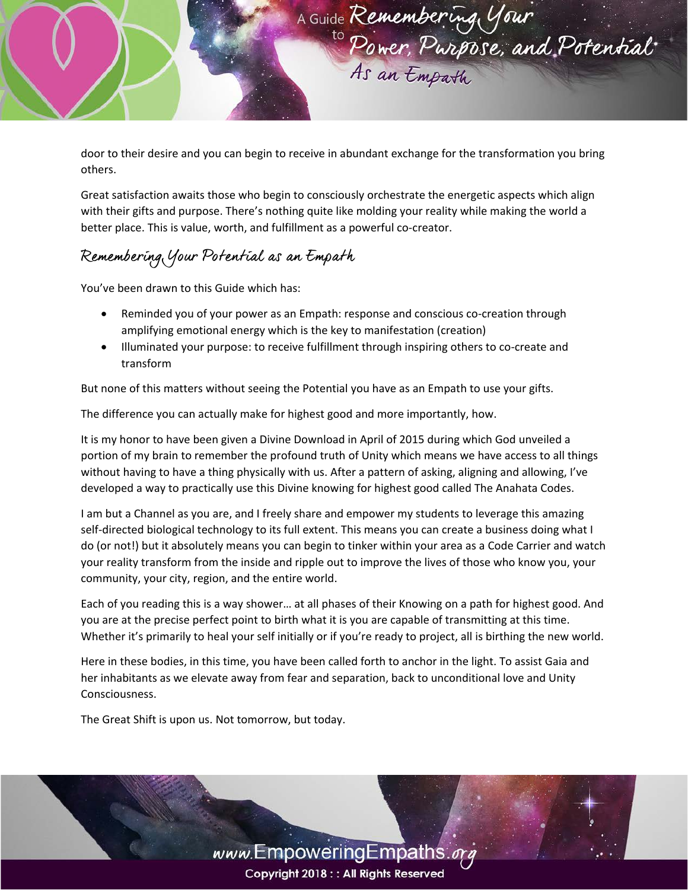door to their desire and you can begin to receive in abundant exchange for the transformation you bring others.

Great satisfaction awaits those who begin to consciously orchestrate the energetic aspects which align with their gifts and purpose. There's nothing quite like molding your reality while making the world a better place. This is value, worth, and fulfillment as a powerful co-creator.

## Remembering Your Potential as an Empath

You've been drawn to this Guide which has:

- Reminded you of your power as an Empath: response and conscious co-creation through amplifying emotional energy which is the key to manifestation (creation)
- Illuminated your purpose: to receive fulfillment through inspiring others to co-create and transform

But none of this matters without seeing the Potential you have as an Empath to use your gifts.

The difference you can actually make for highest good and more importantly, how.

It is my honor to have been given a Divine Download in April of 2015 during which God unveiled a portion of my brain to remember the profound truth of Unity which means we have access to all things without having to have a thing physically with us. After a pattern of asking, aligning and allowing, I've developed a way to practically use this Divine knowing for highest good called The Anahata Codes.

I am but a Channel as you are, and I freely share and empower my students to leverage this amazing self-directed biological technology to its full extent. This means you can create a business doing what I do (or not!) but it absolutely means you can begin to tinker within your area as a Code Carrier and watch your reality transform from the inside and ripple out to improve the lives of those who know you, your community, your city, region, and the entire world.

Each of you reading this is a way shower… at all phases of their Knowing on a path for highest good. And you are at the precise perfect point to birth what it is you are capable of transmitting at this time. Whether it's primarily to heal your self initially or if you're ready to project, all is birthing the new world.

Here in these bodies, in this time, you have been called forth to anchor in the light. To assist Gaia and her inhabitants as we elevate away from fear and separation, back to unconditional love and Unity Consciousness.

The Great Shift is upon us. Not tomorrow, but today.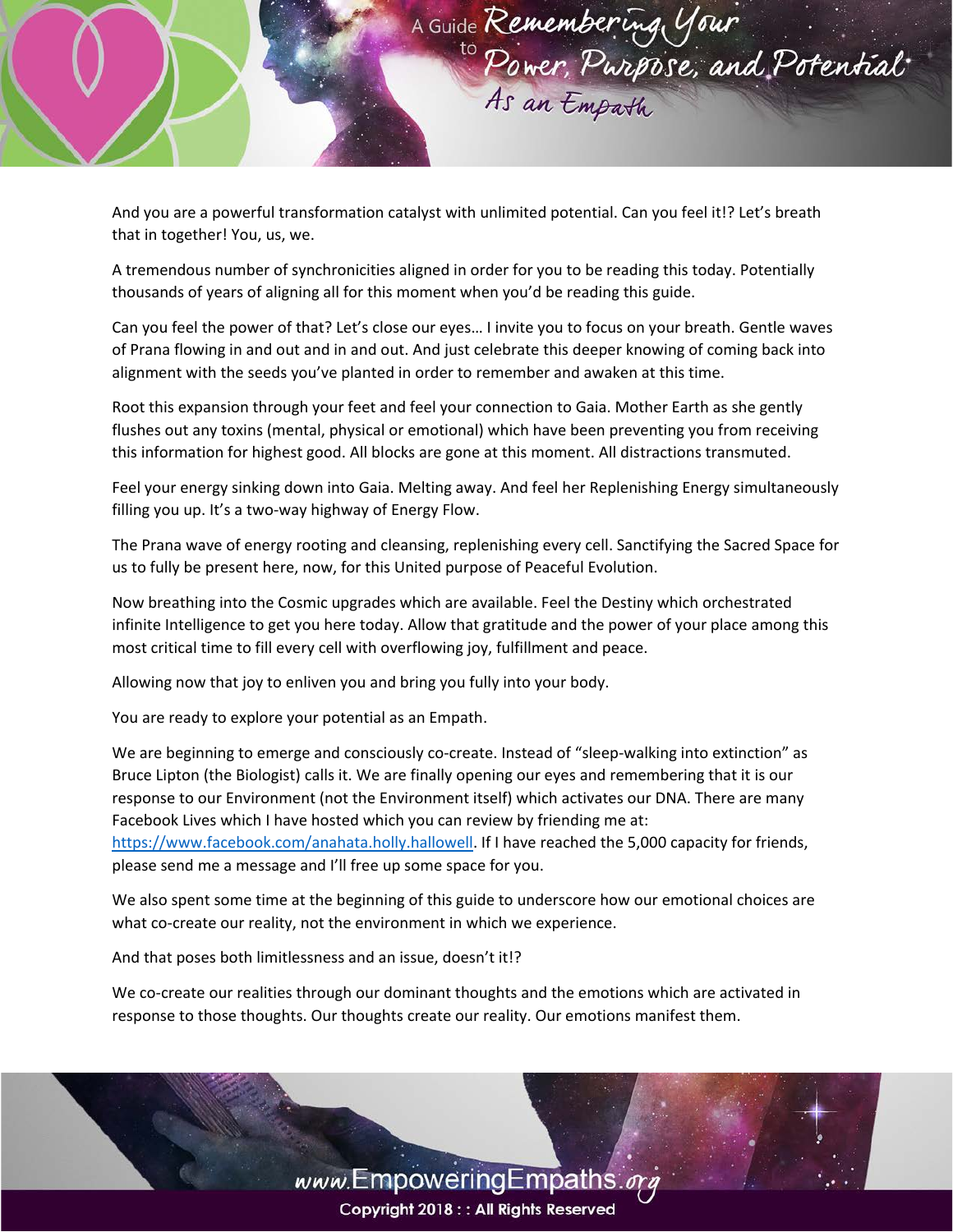And you are a powerful transformation catalyst with unlimited potential. Can you feel it!? Let's breath that in together! You, us, we.

A tremendous number of synchronicities aligned in order for you to be reading this today. Potentially thousands of years of aligning all for this moment when you'd be reading this guide.

Can you feel the power of that? Let's close our eyes… I invite you to focus on your breath. Gentle waves of Prana flowing in and out and in and out. And just celebrate this deeper knowing of coming back into alignment with the seeds you've planted in order to remember and awaken at this time.

Root this expansion through your feet and feel your connection to Gaia. Mother Earth as she gently flushes out any toxins (mental, physical or emotional) which have been preventing you from receiving this information for highest good. All blocks are gone at this moment. All distractions transmuted.

Feel your energy sinking down into Gaia. Melting away. And feel her Replenishing Energy simultaneously filling you up. It's a two-way highway of Energy Flow.

The Prana wave of energy rooting and cleansing, replenishing every cell. Sanctifying the Sacred Space for us to fully be present here, now, for this United purpose of Peaceful Evolution.

Now breathing into the Cosmic upgrades which are available. Feel the Destiny which orchestrated infinite Intelligence to get you here today. Allow that gratitude and the power of your place among this most critical time to fill every cell with overflowing joy, fulfillment and peace.

Allowing now that joy to enliven you and bring you fully into your body.

You are ready to explore your potential as an Empath.

We are beginning to emerge and consciously co-create. Instead of "sleep-walking into extinction" as Bruce Lipton (the Biologist) calls it. We are finally opening our eyes and remembering that it is our response to our Environment (not the Environment itself) which activates our DNA. There are many Facebook Lives which I have hosted which you can review by friending me at: https://www.facebook.com/anahata.holly.hallowell. If I have reached the 5,000 capacity for friends, please send me a message and I'll free up some space for you.

We also spent some time at the beginning of this guide to underscore how our emotional choices are what co-create our reality, not the environment in which we experience.

And that poses both limitlessness and an issue, doesn't it!?

We co-create our realities through our dominant thoughts and the emotions which are activated in response to those thoughts. Our thoughts create our reality. Our emotions manifest them.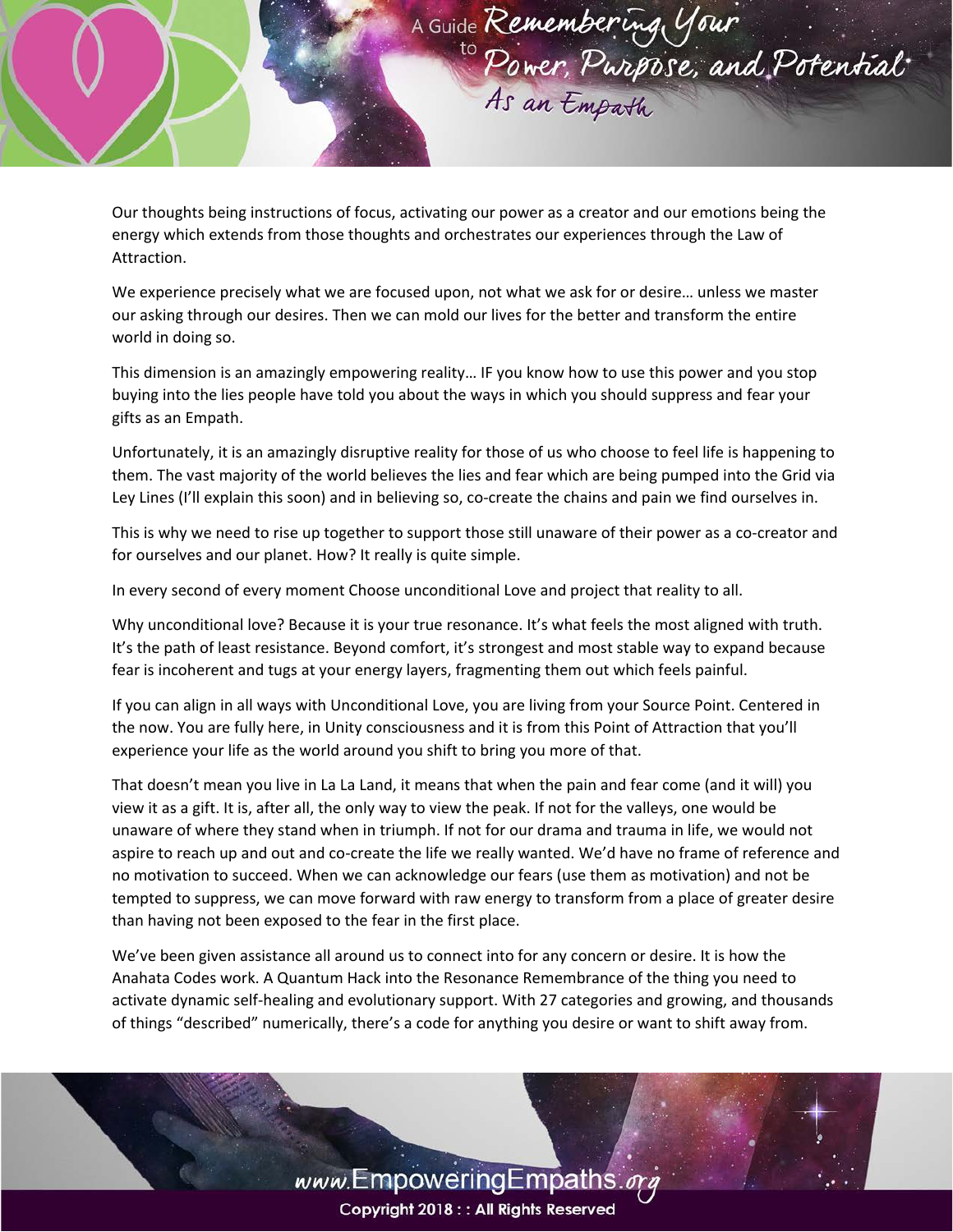Our thoughts being instructions of focus, activating our power as a creator and our emotions being the energy which extends from those thoughts and orchestrates our experiences through the Law of Attraction.

We experience precisely what we are focused upon, not what we ask for or desire… unless we master our asking through our desires. Then we can mold our lives for the better and transform the entire world in doing so.

This dimension is an amazingly empowering reality… IF you know how to use this power and you stop buying into the lies people have told you about the ways in which you should suppress and fear your gifts as an Empath.

Unfortunately, it is an amazingly disruptive reality for those of us who choose to feel life is happening to them. The vast majority of the world believes the lies and fear which are being pumped into the Grid via Ley Lines (I'll explain this soon) and in believing so, co-create the chains and pain we find ourselves in.

This is why we need to rise up together to support those still unaware of their power as a co-creator and for ourselves and our planet. How? It really is quite simple.

In every second of every moment Choose unconditional Love and project that reality to all.

Why unconditional love? Because it is your true resonance. It's what feels the most aligned with truth. It's the path of least resistance. Beyond comfort, it's strongest and most stable way to expand because fear is incoherent and tugs at your energy layers, fragmenting them out which feels painful.

If you can align in all ways with Unconditional Love, you are living from your Source Point. Centered in the now. You are fully here, in Unity consciousness and it is from this Point of Attraction that you'll experience your life as the world around you shift to bring you more of that.

That doesn't mean you live in La La Land, it means that when the pain and fear come (and it will) you view it as a gift. It is, after all, the only way to view the peak. If not for the valleys, one would be unaware of where they stand when in triumph. If not for our drama and trauma in life, we would not aspire to reach up and out and co-create the life we really wanted. We'd have no frame of reference and no motivation to succeed. When we can acknowledge our fears (use them as motivation) and not be tempted to suppress, we can move forward with raw energy to transform from a place of greater desire than having not been exposed to the fear in the first place.

We've been given assistance all around us to connect into for any concern or desire. It is how the Anahata Codes work. A Quantum Hack into the Resonance Remembrance of the thing you need to activate dynamic self-healing and evolutionary support. With 27 categories and growing, and thousands of things "described" numerically, there's a code for anything you desire or want to shift away from.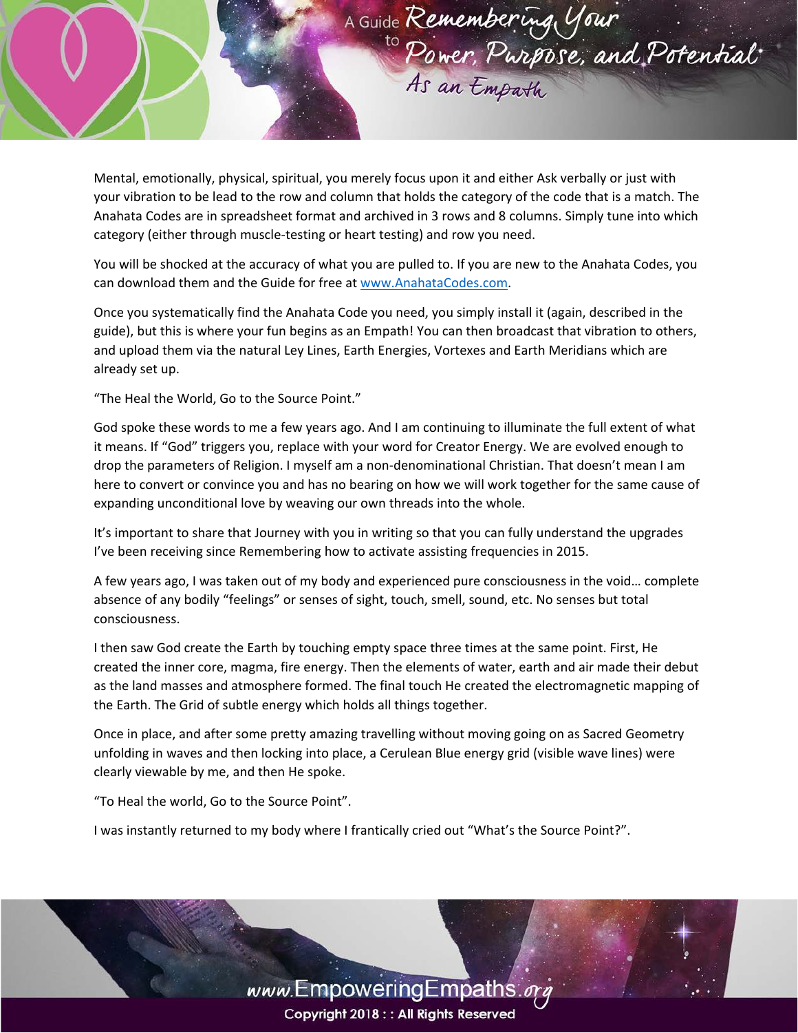Mental, emotionally, physical, spiritual, you merely focus upon it and either Ask verbally or just with your vibration to be lead to the row and column that holds the category of the code that is a match. The Anahata Codes are in spreadsheet format and archived in 3 rows and 8 columns. Simply tune into which category (either through muscle-testing or heart testing) and row you need.

You will be shocked at the accuracy of what you are pulled to. If you are new to the Anahata Codes, you can download them and the Guide for free at www.AnahataCodes.com.

Once you systematically find the Anahata Code you need, you simply install it (again, described in the guide), but this is where your fun begins as an Empath! You can then broadcast that vibration to others, and upload them via the natural Ley Lines, Earth Energies, Vortexes and Earth Meridians which are already set up.

"The Heal the World, Go to the Source Point."

God spoke these words to me a few years ago. And I am continuing to illuminate the full extent of what it means. If "God" triggers you, replace with your word for Creator Energy. We are evolved enough to drop the parameters of Religion. I myself am a non-denominational Christian. That doesn't mean I am here to convert or convince you and has no bearing on how we will work together for the same cause of expanding unconditional love by weaving our own threads into the whole.

It's important to share that Journey with you in writing so that you can fully understand the upgrades I've been receiving since Remembering how to activate assisting frequencies in 2015.

A few years ago, I was taken out of my body and experienced pure consciousness in the void… complete absence of any bodily "feelings" or senses of sight, touch, smell, sound, etc. No senses but total consciousness.

I then saw God create the Earth by touching empty space three times at the same point. First, He created the inner core, magma, fire energy. Then the elements of water, earth and air made their debut as the land masses and atmosphere formed. The final touch He created the electromagnetic mapping of the Earth. The Grid of subtle energy which holds all things together.

Once in place, and after some pretty amazing travelling without moving going on as Sacred Geometry unfolding in waves and then locking into place, a Cerulean Blue energy grid (visible wave lines) were clearly viewable by me, and then He spoke.

"To Heal the world, Go to the Source Point".

I was instantly returned to my body where I frantically cried out "What's the Source Point?".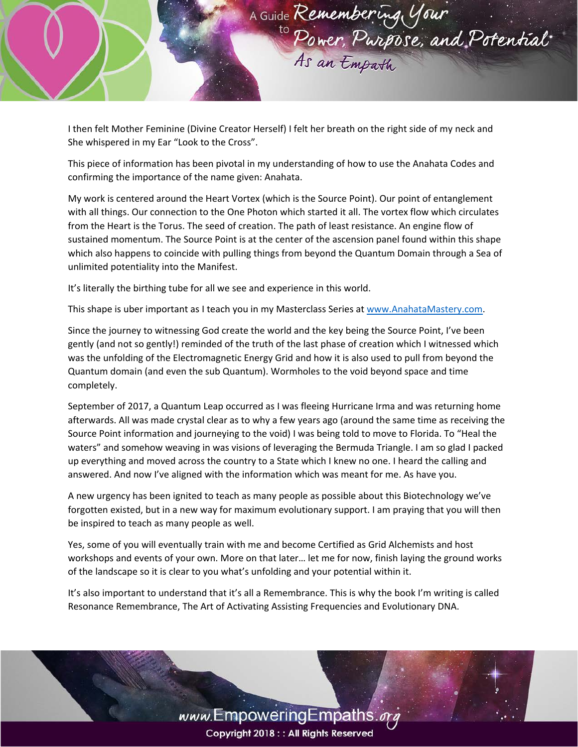I then felt Mother Feminine (Divine Creator Herself) I felt her breath on the right side of my neck and She whispered in my Ear "Look to the Cross".

This piece of information has been pivotal in my understanding of how to use the Anahata Codes and confirming the importance of the name given: Anahata.

My work is centered around the Heart Vortex (which is the Source Point). Our point of entanglement with all things. Our connection to the One Photon which started it all. The vortex flow which circulates from the Heart is the Torus. The seed of creation. The path of least resistance. An engine flow of sustained momentum. The Source Point is at the center of the ascension panel found within this shape which also happens to coincide with pulling things from beyond the Quantum Domain through a Sea of unlimited potentiality into the Manifest.

It's literally the birthing tube for all we see and experience in this world.

This shape is uber important as I teach you in my Masterclass Series at www.AnahataMastery.com.

Since the journey to witnessing God create the world and the key being the Source Point, I've been gently (and not so gently!) reminded of the truth of the last phase of creation which I witnessed which was the unfolding of the Electromagnetic Energy Grid and how it is also used to pull from beyond the Quantum domain (and even the sub Quantum). Wormholes to the void beyond space and time completely.

September of 2017, a Quantum Leap occurred as I was fleeing Hurricane Irma and was returning home afterwards. All was made crystal clear as to why a few years ago (around the same time as receiving the Source Point information and journeying to the void) I was being told to move to Florida. To "Heal the waters" and somehow weaving in was visions of leveraging the Bermuda Triangle. I am so glad I packed up everything and moved across the country to a State which I knew no one. I heard the calling and answered. And now I've aligned with the information which was meant for me. As have you.

A new urgency has been ignited to teach as many people as possible about this Biotechnology we've forgotten existed, but in a new way for maximum evolutionary support. I am praying that you will then be inspired to teach as many people as well.

Yes, some of you will eventually train with me and become Certified as Grid Alchemists and host workshops and events of your own. More on that later… let me for now, finish laying the ground works of the landscape so it is clear to you what's unfolding and your potential within it.

It's also important to understand that it's all a Remembrance. This is why the book I'm writing is called Resonance Remembrance, The Art of Activating Assisting Frequencies and Evolutionary DNA.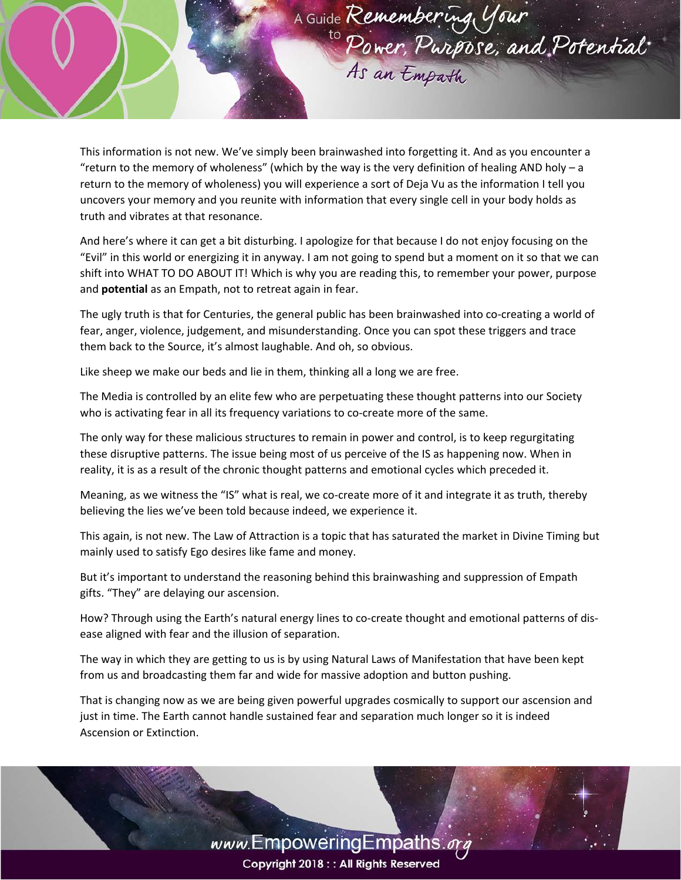This information is not new. We've simply been brainwashed into forgetting it. And as you encounter a "return to the memory of wholeness" (which by the way is the very definition of healing AND holy – a return to the memory of wholeness) you will experience a sort of Deja Vu as the information I tell you uncovers your memory and you reunite with information that every single cell in your body holds as truth and vibrates at that resonance.

And here's where it can get a bit disturbing. I apologize for that because I do not enjoy focusing on the "Evil" in this world or energizing it in anyway. I am not going to spend but a moment on it so that we can shift into WHAT TO DO ABOUT IT! Which is why you are reading this, to remember your power, purpose and **potential** as an Empath, not to retreat again in fear.

The ugly truth is that for Centuries, the general public has been brainwashed into co-creating a world of fear, anger, violence, judgement, and misunderstanding. Once you can spot these triggers and trace them back to the Source, it's almost laughable. And oh, so obvious.

Like sheep we make our beds and lie in them, thinking all a long we are free.

The Media is controlled by an elite few who are perpetuating these thought patterns into our Society who is activating fear in all its frequency variations to co-create more of the same.

The only way for these malicious structures to remain in power and control, is to keep regurgitating these disruptive patterns. The issue being most of us perceive of the IS as happening now. When in reality, it is as a result of the chronic thought patterns and emotional cycles which preceded it.

Meaning, as we witness the "IS" what is real, we co-create more of it and integrate it as truth, thereby believing the lies we've been told because indeed, we experience it.

This again, is not new. The Law of Attraction is a topic that has saturated the market in Divine Timing but mainly used to satisfy Ego desires like fame and money.

But it's important to understand the reasoning behind this brainwashing and suppression of Empath gifts. "They" are delaying our ascension.

How? Through using the Earth's natural energy lines to co-create thought and emotional patterns of dis-ease aligned with fear and the illusion of separation.

The way in which they are getting to us is by using Natural Laws of Manifestation that have been kept from us and broadcasting them far and wide for massive adoption and button pushing.

That is changing now as we are being given powerful upgrades cosmically to support our ascension and just in time. The Earth cannot handle sustained fear and separation much longer so it is indeed Ascension or Extinction.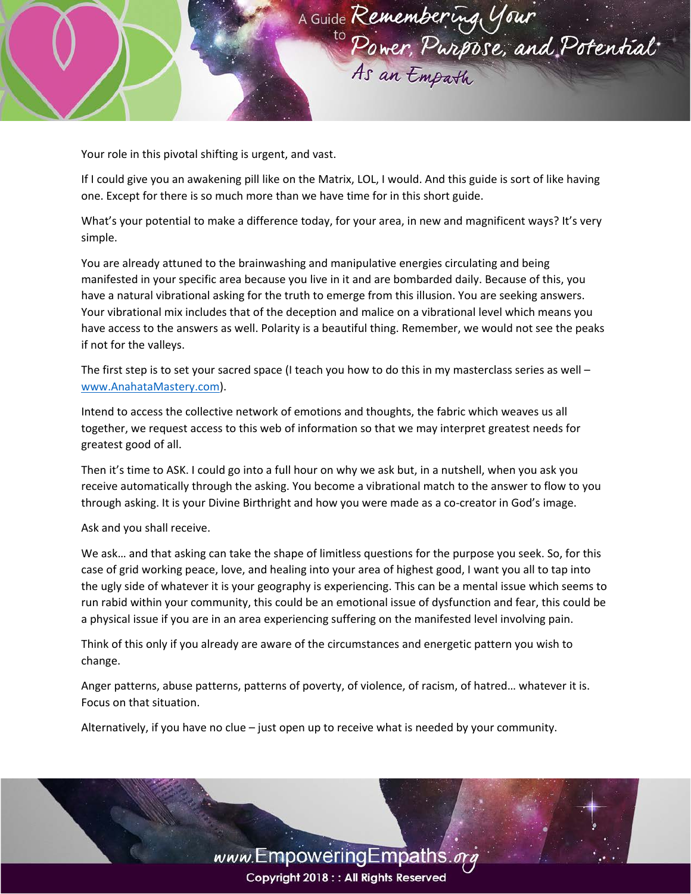Your role in this pivotal shifting is urgent, and vast.

If I could give you an awakening pill like on the Matrix, LOL, I would. And this guide is sort of like having one. Except for there is so much more than we have time for in this short guide.

What's your potential to make a difference today, for your area, in new and magnificent ways? It's very simple.

You are already attuned to the brainwashing and manipulative energies circulating and being manifested in your specific area because you live in it and are bombarded daily. Because of this, you have a natural vibrational asking for the truth to emerge from this illusion. You are seeking answers. Your vibrational mix includes that of the deception and malice on a vibrational level which means you have access to the answers as well. Polarity is a beautiful thing. Remember, we would not see the peaks if not for the valleys.

The first step is to set your sacred space (I teach you how to do this in my masterclass series as well – www.AnahataMastery.com).

Intend to access the collective network of emotions and thoughts, the fabric which weaves us all together, we request access to this web of information so that we may interpret greatest needs for greatest good of all.

Then it's time to ASK. I could go into a full hour on why we ask but, in a nutshell, when you ask you receive automatically through the asking. You become a vibrational match to the answer to flow to you through asking. It is your Divine Birthright and how you were made as a co-creator in God's image.

Ask and you shall receive.

We ask… and that asking can take the shape of limitless questions for the purpose you seek. So, for this case of grid working peace, love, and healing into your area of highest good, I want you all to tap into the ugly side of whatever it is your geography is experiencing. This can be a mental issue which seems to run rabid within your community, this could be an emotional issue of dysfunction and fear, this could be a physical issue if you are in an area experiencing suffering on the manifested level involving pain.

Think of this only if you already are aware of the circumstances and energetic pattern you wish to change.

Anger patterns, abuse patterns, patterns of poverty, of violence, of racism, of hatred… whatever it is. Focus on that situation.

Alternatively, if you have no clue – just open up to receive what is needed by your community.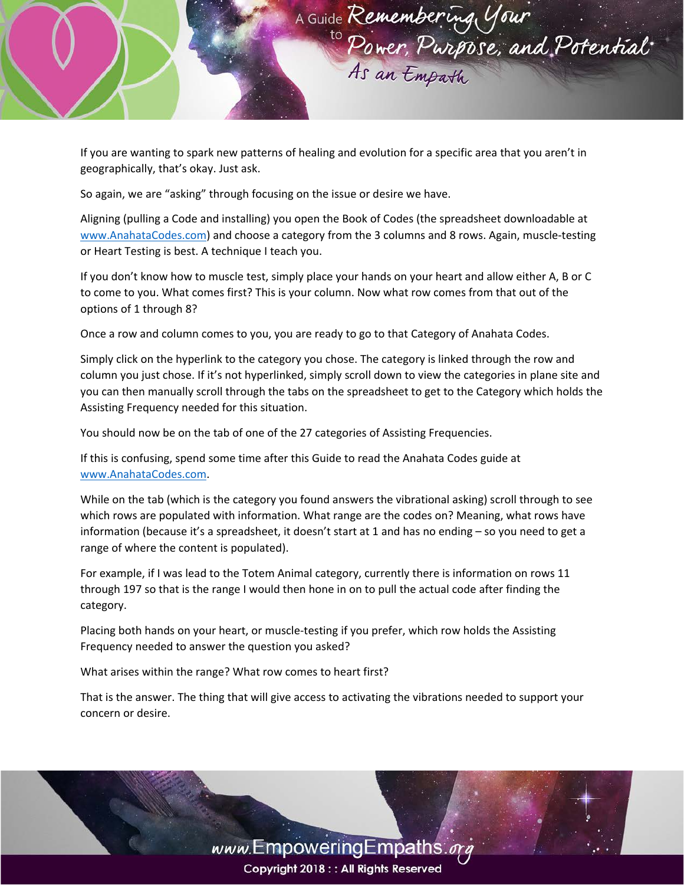If you are wanting to spark new patterns of healing and evolution for a specific area that you aren't in geographically, that's okay. Just ask.

So again, we are "asking" through focusing on the issue or desire we have.

Aligning (pulling a Code and installing) you open the Book of Codes (the spreadsheet downloadable at www.AnahataCodes.com) and choose a category from the 3 columns and 8 rows. Again, muscle-testing or Heart Testing is best. A technique I teach you.

If you don't know how to muscle test, simply place your hands on your heart and allow either A, B or C to come to you. What comes first? This is your column. Now what row comes from that out of the options of 1 through 8?

Once a row and column comes to you, you are ready to go to that Category of Anahata Codes.

Simply click on the hyperlink to the category you chose. The category is linked through the row and column you just chose. If it's not hyperlinked, simply scroll down to view the categories in plane site and you can then manually scroll through the tabs on the spreadsheet to get to the Category which holds the Assisting Frequency needed for this situation.

You should now be on the tab of one of the 27 categories of Assisting Frequencies.

If this is confusing, spend some time after this Guide to read the Anahata Codes guide at www.AnahataCodes.com.

While on the tab (which is the category you found answers the vibrational asking) scroll through to see which rows are populated with information. What range are the codes on? Meaning, what rows have information (because it's a spreadsheet, it doesn't start at 1 and has no ending – so you need to get a range of where the content is populated).

For example, if I was lead to the Totem Animal category, currently there is information on rows 11 through 197 so that is the range I would then hone in on to pull the actual code after finding the category.

Placing both hands on your heart, or muscle-testing if you prefer, which row holds the Assisting Frequency needed to answer the question you asked?

What arises within the range? What row comes to heart first?

That is the answer. The thing that will give access to activating the vibrations needed to support your concern or desire.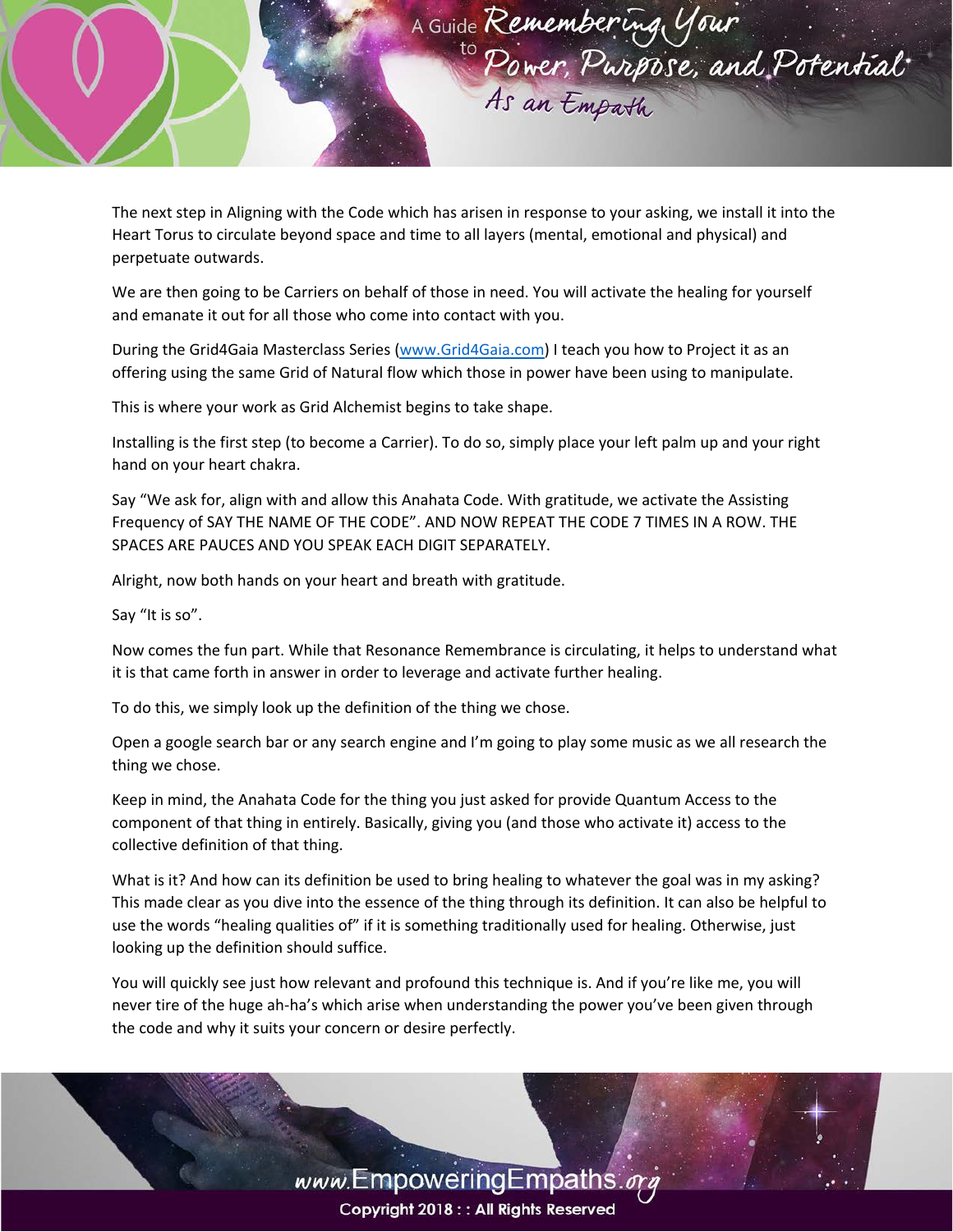The next step in Aligning with the Code which has arisen in response to your asking, we install it into the Heart Torus to circulate beyond space and time to all layers (mental, emotional and physical) and perpetuate outwards.

We are then going to be Carriers on behalf of those in need. You will activate the healing for yourself and emanate it out for all those who come into contact with you.

During the Grid4Gaia Masterclass Series (www.Grid4Gaia.com) I teach you how to Project it as an offering using the same Grid of Natural flow which those in power have been using to manipulate.

This is where your work as Grid Alchemist begins to take shape.

Installing is the first step (to become a Carrier). To do so, simply place your left palm up and your right hand on your heart chakra.

Say "We ask for, align with and allow this Anahata Code. With gratitude, we activate the Assisting Frequency of SAY THE NAME OF THE CODE". AND NOW REPEAT THE CODE 7 TIMES IN A ROW. THE SPACES ARE PAUCES AND YOU SPEAK EACH DIGIT SEPARATELY.

Alright, now both hands on your heart and breath with gratitude.

Say "It is so".

Now comes the fun part. While that Resonance Remembrance is circulating, it helps to understand what it is that came forth in answer in order to leverage and activate further healing.

To do this, we simply look up the definition of the thing we chose.

Open a google search bar or any search engine and I'm going to play some music as we all research the thing we chose.

Keep in mind, the Anahata Code for the thing you just asked for provide Quantum Access to the component of that thing in entirely. Basically, giving you (and those who activate it) access to the collective definition of that thing.

What is it? And how can its definition be used to bring healing to whatever the goal was in my asking? This made clear as you dive into the essence of the thing through its definition. It can also be helpful to use the words "healing qualities of" if it is something traditionally used for healing. Otherwise, just looking up the definition should suffice.

You will quickly see just how relevant and profound this technique is. And if you're like me, you will never tire of the huge ah-ha's which arise when understanding the power you've been given through the code and why it suits your concern or desire perfectly.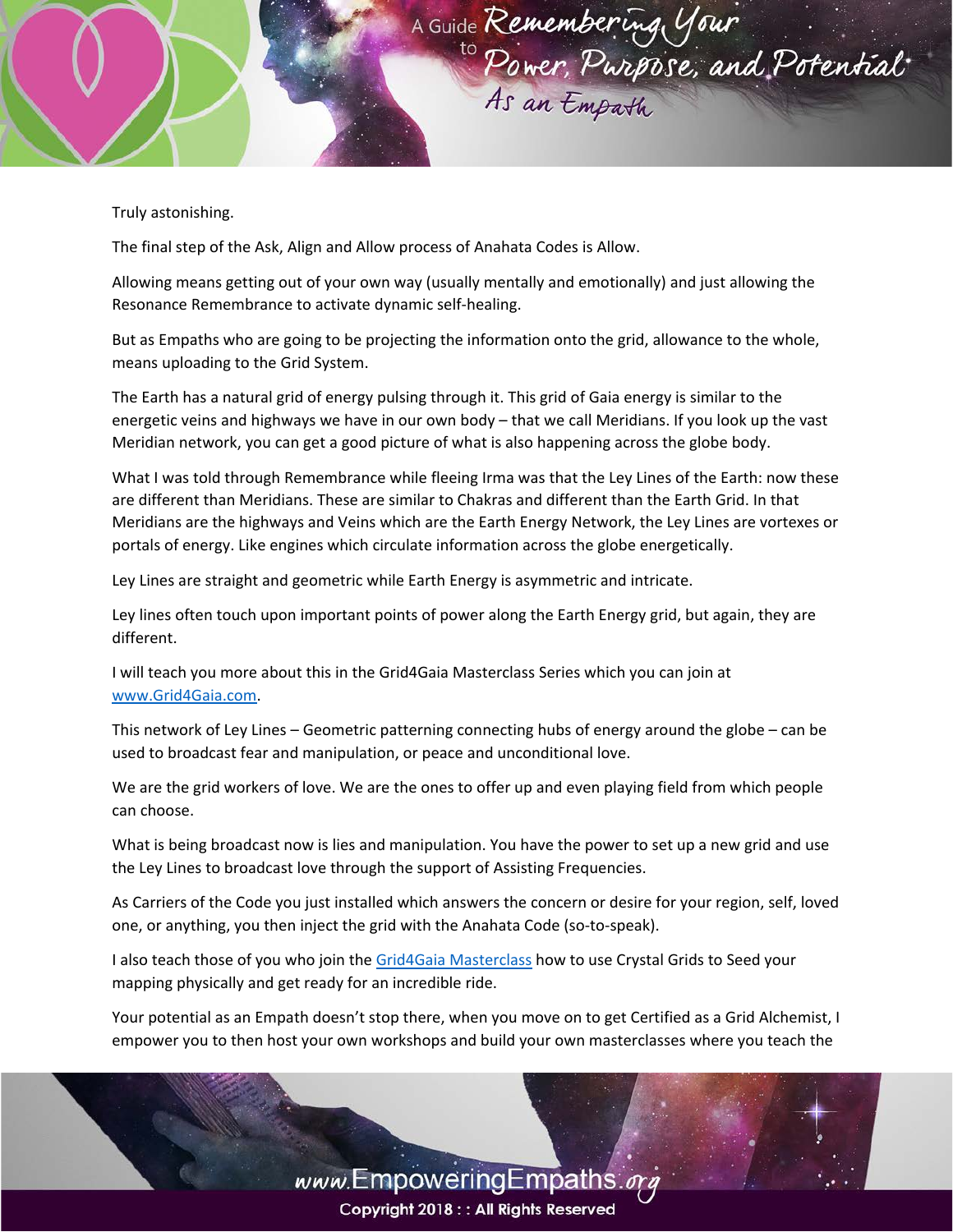Truly astonishing.

The final step of the Ask, Align and Allow process of Anahata Codes is Allow.

Allowing means getting out of your own way (usually mentally and emotionally) and just allowing the Resonance Remembrance to activate dynamic self-healing.

But as Empaths who are going to be projecting the information onto the grid, allowance to the whole, means uploading to the Grid System.

The Earth has a natural grid of energy pulsing through it. This grid of Gaia energy is similar to the energetic veins and highways we have in our own body – that we call Meridians. If you look up the vast Meridian network, you can get a good picture of what is also happening across the globe body.

What I was told through Remembrance while fleeing Irma was that the Ley Lines of the Earth: now these are different than Meridians. These are similar to Chakras and different than the Earth Grid. In that Meridians are the highways and Veins which are the Earth Energy Network, the Ley Lines are vortexes or portals of energy. Like engines which circulate information across the globe energetically.

Ley Lines are straight and geometric while Earth Energy is asymmetric and intricate.

Ley lines often touch upon important points of power along the Earth Energy grid, but again, they are different.

I will teach you more about this in the Grid4Gaia Masterclass Series which you can join at [www.Grid4Gaia.com](http://www.Grid4Gaia.com).

This network of Ley Lines – Geometric patterning connecting hubs of energy around the globe – can be used to broadcast fear and manipulation, or peace and unconditional love.

We are the grid workers of love. We are the ones to offer up and even playing field from which people can choose.

What is being broadcast now is lies and manipulation. You have the power to set up a new grid and use the Ley Lines to broadcast love through the support of Assisting Frequencies.

As Carriers of the Code you just installed which answers the concern or desire for your region, self, loved one, or anything, you then inject the grid with the Anahata Code (so-to-speak).

I also teach those of you who join the [Grid4Gaia Masterclass](http://www.Grid4Gaia.com) how to use Crystal Grids to Seed your mapping physically and get ready for an incredible ride.

Your potential as an Empath doesn't stop there, when you move on to get Certified as a Grid Alchemist, I empower you to then host your own workshops and build your own masterclasses where you teach the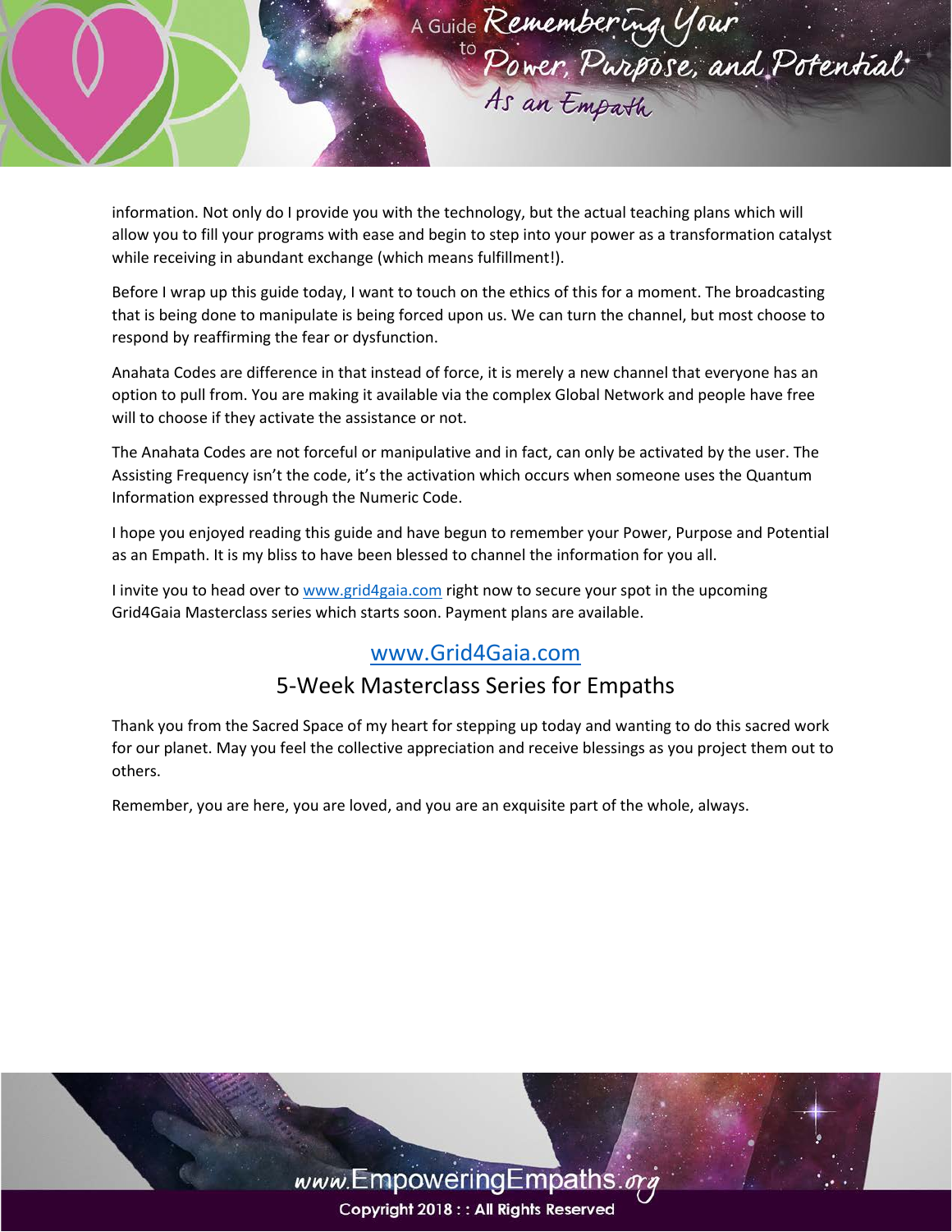information. Not only do I provide you with the technology, but the actual teaching plans which will allow you to fill your programs with ease and begin to step into your power as a transformation catalyst while receiving in abundant exchange (which means fulfillment!).

Before I wrap up this guide today, I want to touch on the ethics of this for a moment. The broadcasting that is being done to manipulate is being forced upon us. We can turn the channel, but most choose to respond by reaffirming the fear or dysfunction.

Anahata Codes are difference in that instead of force, it is merely a new channel that everyone has an option to pull from. You are making it available via the complex Global Network and people have free will to choose if they activate the assistance or not.

The Anahata Codes are not forceful or manipulative and in fact, can only be activated by the user. The Assisting Frequency isn't the code, it's the activation which occurs when someone uses the Quantum Information expressed through the Numeric Code.

I hope you enjoyed reading this guide and have begun to remember your Power, Purpose and Potential as an Empath. It is my bliss to have been blessed to channel the information for you all.

I invite you to head over to www.grid4gaia.com right now to secure your spot in the upcoming Grid4Gaia Masterclass series which starts soon. Payment plans are available.

## www.Grid4Gaia.com

### 5-Week Masterclass Series for Empaths

Thank you from the Sacred Space of my heart for stepping up today and wanting to do this sacred work for our planet. May you feel the collective appreciation and receive blessings as you project them out to others.

Remember, you are here, you are loved, and you are an exquisite part of the whole, always.